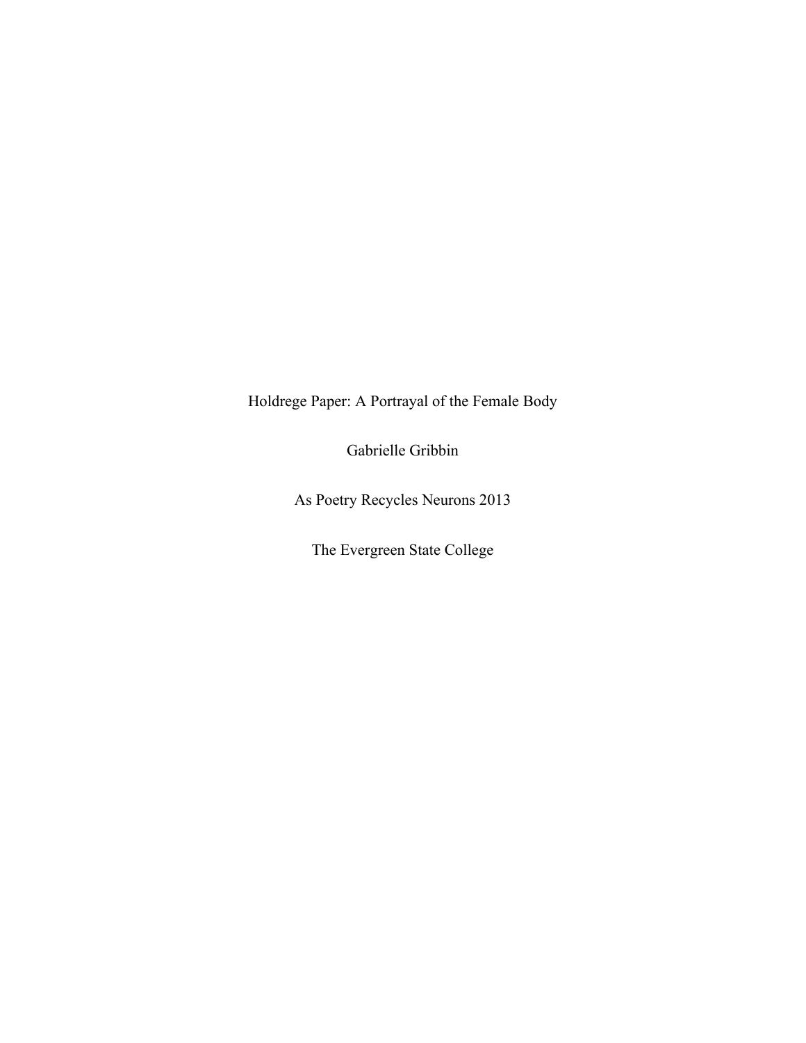# Holdrege Paper: A Portrayal of the Female Body

Gabrielle Gribbin

As Poetry Recycles Neurons 2013

The Evergreen State College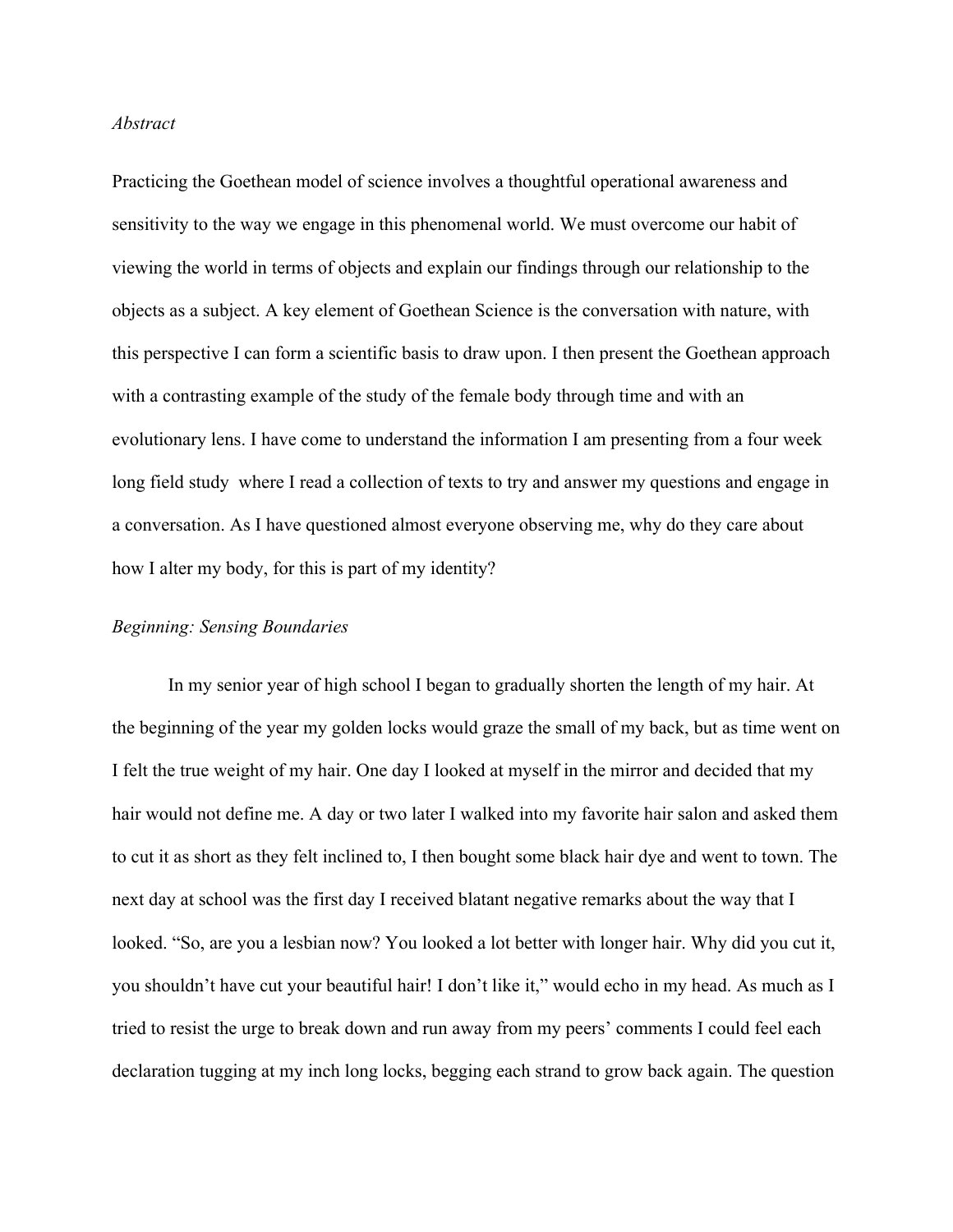*Abstract*

Practicing the Goethean model of science involves a thoughtful operational awareness and sensitivity to the way we engage in this phenomenal world. We must overcome our habit of viewing the world in terms of objects and explain our findings through our relationship to the objects as a subject. A key element of Goethean Science is the conversation with nature, with this perspective I can form a scientific basis to draw upon. I then present the Goethean approach with a contrasting example of the study of the female body through time and with an evolutionary lens. I have come to understand the information I am presenting from a four week long field study where I read a collection of texts to try and answer my questions and engage in a conversation. As I have questioned almost everyone observing me, why do they care about how I alter my body, for this is part of my identity?

*Beginning: Sensing Boundaries*

In my senior year of high school I began to gradually shorten the length of my hair. At the beginning of the year my golden locks would graze the small of my back, but as time went on I felt the true weight of my hair. One day I looked at myself in the mirror and decided that my hair would not define me. A day or two later I walked into my favorite hair salon and asked them to cut it as short as they felt inclined to, I then bought some black hair dye and went to town. The next day at school was the first day I received blatant negative remarks about the way that I looked. "So, are you a lesbian now? You looked a lot better with longer hair. Why did you cut it, you shouldn't have cut your beautiful hair! I don't like it," would echo in my head. As much as I tried to resist the urge to break down and run away from my peers' comments I could feel each declaration tugging at my inch long locks, begging each strand to grow back again. The question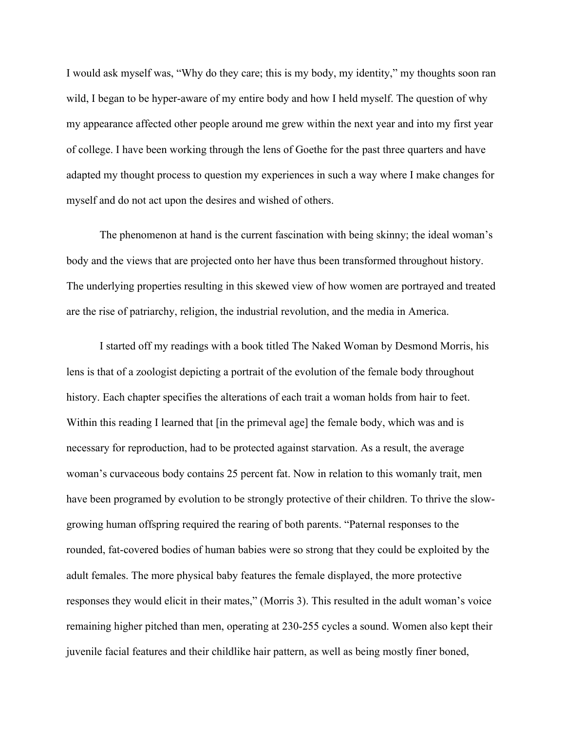I would ask myself was, "Why do they care; this is my body, my identity," my thoughts soon ran wild, I began to be hyper-aware of my entire body and how I held myself. The question of why my appearance affected other people around me grew within the next year and into my first year of college. I have been working through the lens of Goethe for the past three quarters and have adapted my thought process to question my experiences in such a way where I make changes for myself and do not act upon the desires and wished of others.

The phenomenon at hand is the current fascination with being skinny; the ideal woman's body and the views that are projected onto her have thus been transformed throughout history. The underlying properties resulting in this skewed view of how women are portrayed and treated are the rise of patriarchy, religion, the industrial revolution, and the media in America.

I started off my readings with a book titled The Naked Woman by Desmond Morris, his lens is that of a zoologist depicting a portrait of the evolution of the female body throughout history. Each chapter specifies the alterations of each trait a woman holds from hair to feet. Within this reading I learned that [in the primeval age] the female body, which was and is necessary for reproduction, had to be protected against starvation. As a result, the average woman's curvaceous body contains 25 percent fat. Now in relation to this womanly trait, men have been programed by evolution to be strongly protective of their children. To thrive the slow-growing human offspring required the rearing of both parents. "Paternal responses to the rounded, fat-covered bodies of human babies were so strong that they could be exploited by the adult females. The more physical baby features the female displayed, the more protective responses they would elicit in their mates," (Morris 3). This resulted in the adult woman's voice remaining higher pitched than men, operating at 230-255 cycles a sound. Women also kept their juvenile facial features and their childlike hair pattern, as well as being mostly finer boned,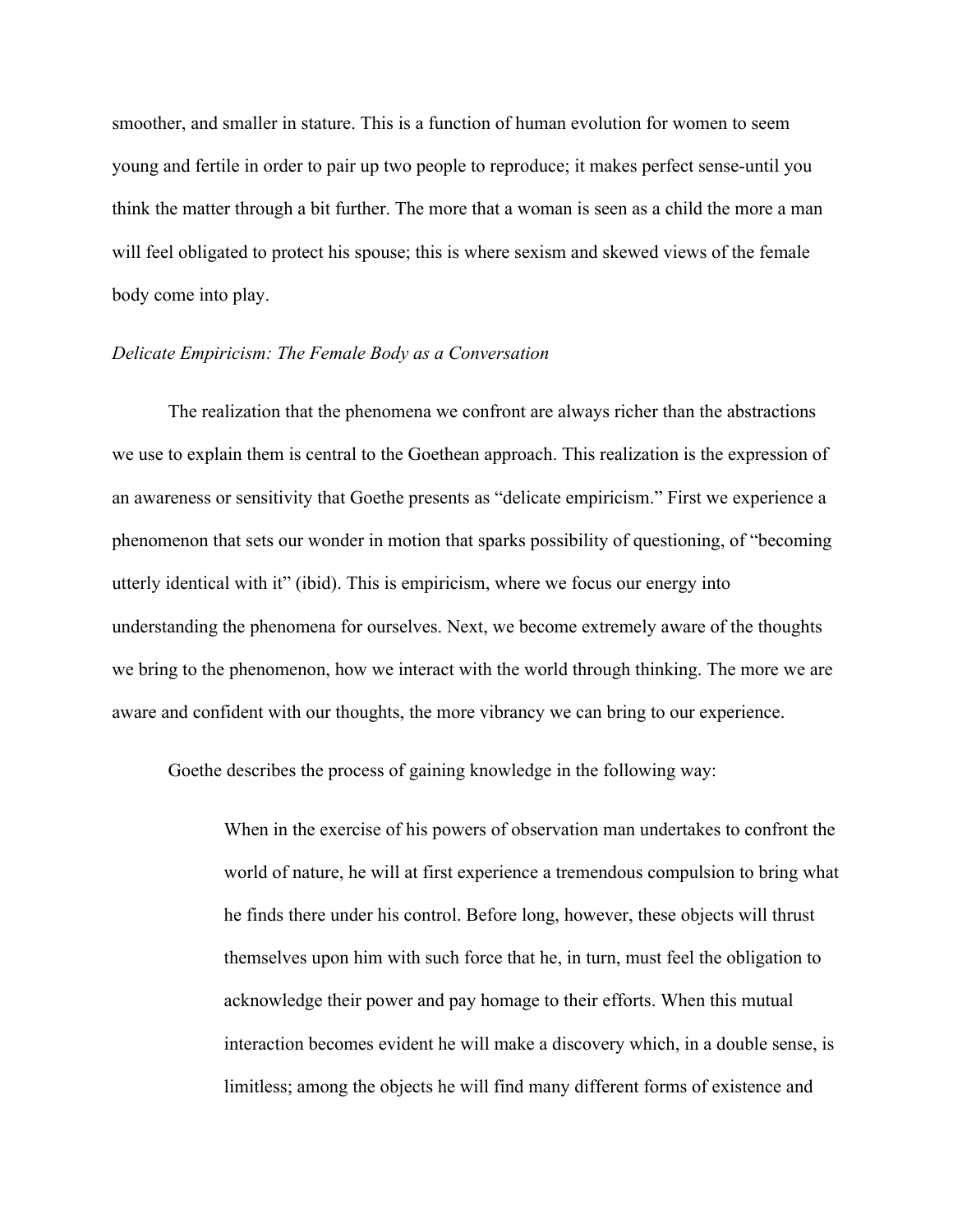smoother, and smaller in stature. This is a function of human evolution for women to seem young and fertile in order to pair up two people to reproduce; it makes perfect sense-until you think the matter through a bit further. The more that a woman is seen as a child the more a man will feel obligated to protect his spouse; this is where sexism and skewed views of the female body come into play.

*Delicate Empiricism: The Female Body as a Conversation*

The realization that the phenomena we confront are always richer than the abstractions we use to explain them is central to the Goethean approach. This realization is the expression of an awareness or sensitivity that Goethe presents as "delicate empiricism." First we experience a phenomenon that sets our wonder in motion that sparks possibility of questioning, of "becoming utterly identical with it" (ibid). This is empiricism, where we focus our energy into understanding the phenomena for ourselves. Next, we become extremely aware of the thoughts we bring to the phenomenon, how we interact with the world through thinking. The more we are aware and confident with our thoughts, the more vibrancy we can bring to our experience.

Goethe describes the process of gaining knowledge in the following way:

> When in the exercise of his powers of observation man undertakes to confront the world of nature, he will at first experience a tremendous compulsion to bring what he finds there under his control. Before long, however, these objects will thrust themselves upon him with such force that he, in turn, must feel the obligation to acknowledge their power and pay homage to their efforts. When this mutual interaction becomes evident he will make a discovery which, in a double sense, is limitless; among the objects he will find many different forms of existence and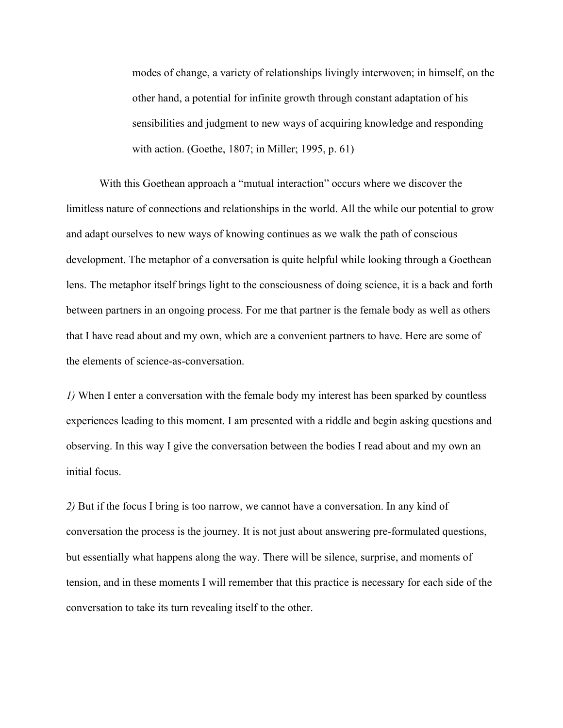> modes of change, a variety of relationships livingly interwoven; in himself, on the other hand, a potential for infinite growth through constant adaptation of his sensibilities and judgment to new ways of acquiring knowledge and responding with action. (Goethe, 1807; in Miller; 1995, p. 61)

With this Goethean approach a "mutual interaction" occurs where we discover the limitless nature of connections and relationships in the world. All the while our potential to grow and adapt ourselves to new ways of knowing continues as we walk the path of conscious development. The metaphor of a conversation is quite helpful while looking through a Goethean lens. The metaphor itself brings light to the consciousness of doing science, it is a back and forth between partners in an ongoing process. For me that partner is the female body as well as others that I have read about and my own, which are a convenient partners to have. Here are some of the elements of science-as-conversation.

*1)* When I enter a conversation with the female body my interest has been sparked by countless experiences leading to this moment. I am presented with a riddle and begin asking questions and observing. In this way I give the conversation between the bodies I read about and my own an initial focus.

*2)* But if the focus I bring is too narrow, we cannot have a conversation. In any kind of conversation the process is the journey. It is not just about answering pre-formulated questions, but essentially what happens along the way. There will be silence, surprise, and moments of tension, and in these moments I will remember that this practice is necessary for each side of the conversation to take its turn revealing itself to the other.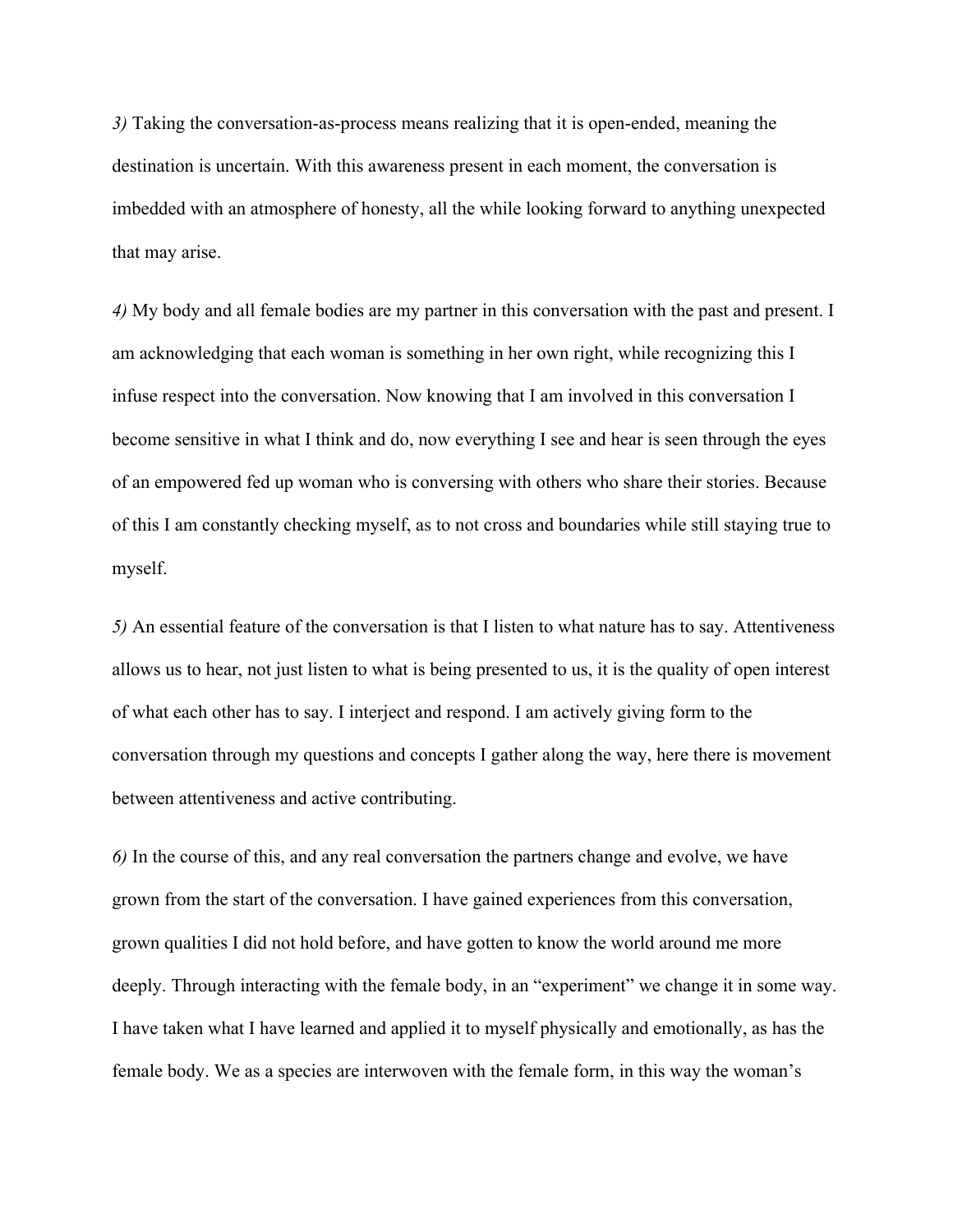*3)* Taking the conversation-as-process means realizing that it is open-ended, meaning the destination is uncertain. With this awareness present in each moment, the conversation is imbedded with an atmosphere of honesty, all the while looking forward to anything unexpected that may arise.

*4)* My body and all female bodies are my partner in this conversation with the past and present. I am acknowledging that each woman is something in her own right, while recognizing this I infuse respect into the conversation. Now knowing that I am involved in this conversation I become sensitive in what I think and do, now everything I see and hear is seen through the eyes of an empowered fed up woman who is conversing with others who share their stories. Because of this I am constantly checking myself, as to not cross and boundaries while still staying true to myself.

*5)* An essential feature of the conversation is that I listen to what nature has to say. Attentiveness allows us to hear, not just listen to what is being presented to us, it is the quality of open interest of what each other has to say. I interject and respond. I am actively giving form to the conversation through my questions and concepts I gather along the way, here there is movement between attentiveness and active contributing.

*6)* In the course of this, and any real conversation the partners change and evolve, we have grown from the start of the conversation. I have gained experiences from this conversation, grown qualities I did not hold before, and have gotten to know the world around me more deeply. Through interacting with the female body, in an "experiment" we change it in some way. I have taken what I have learned and applied it to myself physically and emotionally, as has the female body. We as a species are interwoven with the female form, in this way the woman's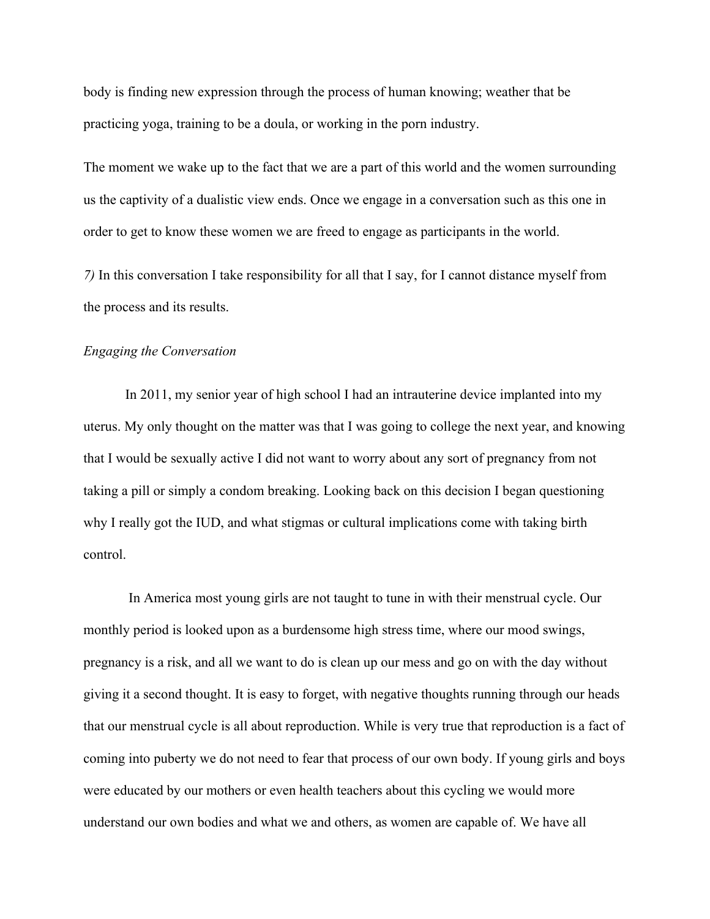body is finding new expression through the process of human knowing; weather that be practicing yoga, training to be a doula, or working in the porn industry.

The moment we wake up to the fact that we are a part of this world and the women surrounding us the captivity of a dualistic view ends. Once we engage in a conversation such as this one in order to get to know these women we are freed to engage as participants in the world.

*7)* In this conversation I take responsibility for all that I say, for I cannot distance myself from the process and its results.

*Engaging the Conversation*

In 2011, my senior year of high school I had an intrauterine device implanted into my uterus. My only thought on the matter was that I was going to college the next year, and knowing that I would be sexually active I did not want to worry about any sort of pregnancy from not taking a pill or simply a condom breaking. Looking back on this decision I began questioning why I really got the IUD, and what stigmas or cultural implications come with taking birth control.

In America most young girls are not taught to tune in with their menstrual cycle. Our monthly period is looked upon as a burdensome high stress time, where our mood swings, pregnancy is a risk, and all we want to do is clean up our mess and go on with the day without giving it a second thought. It is easy to forget, with negative thoughts running through our heads that our menstrual cycle is all about reproduction. While is very true that reproduction is a fact of coming into puberty we do not need to fear that process of our own body. If young girls and boys were educated by our mothers or even health teachers about this cycling we would more understand our own bodies and what we and others, as women are capable of. We have all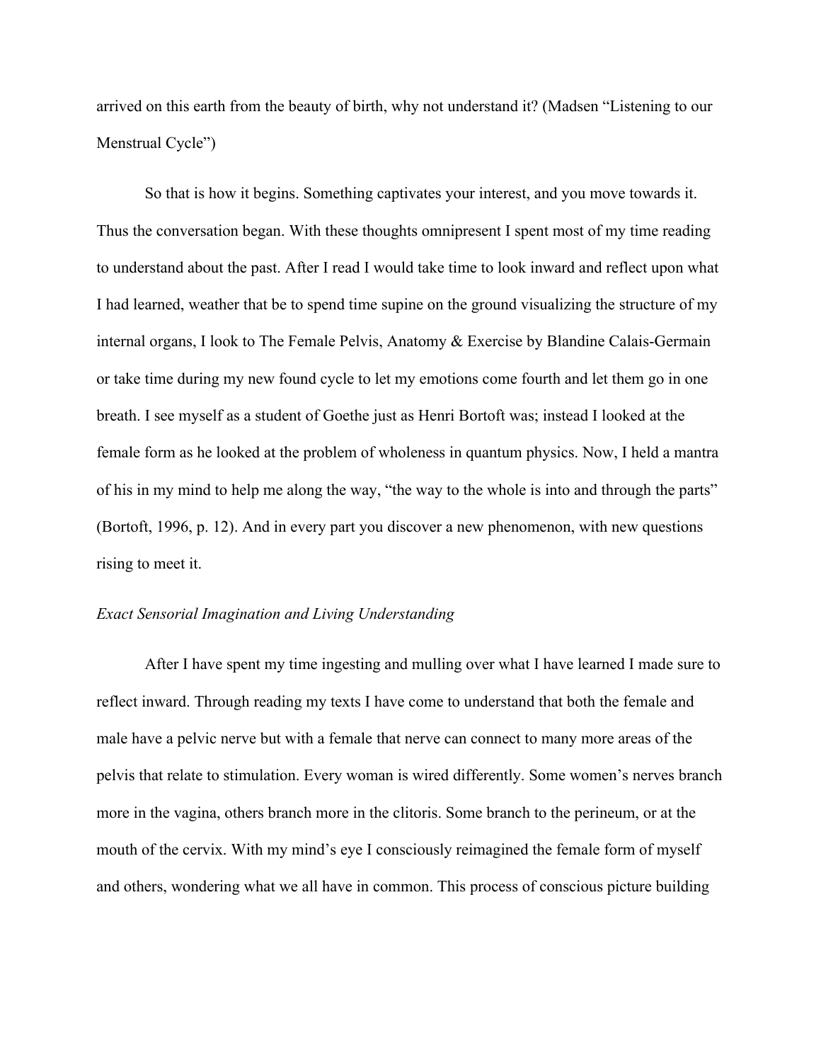arrived on this earth from the beauty of birth, why not understand it? (Madsen "Listening to our Menstrual Cycle")

So that is how it begins. Something captivates your interest, and you move towards it. Thus the conversation began. With these thoughts omnipresent I spent most of my time reading to understand about the past. After I read I would take time to look inward and reflect upon what I had learned, weather that be to spend time supine on the ground visualizing the structure of my internal organs, I look to The Female Pelvis, Anatomy & Exercise by Blandine Calais-Germain or take time during my new found cycle to let my emotions come fourth and let them go in one breath. I see myself as a student of Goethe just as Henri Bortoft was; instead I looked at the female form as he looked at the problem of wholeness in quantum physics. Now, I held a mantra of his in my mind to help me along the way, "the way to the whole is into and through the parts" (Bortoft, 1996, p. 12). And in every part you discover a new phenomenon, with new questions rising to meet it.

*Exact Sensorial Imagination and Living Understanding*

After I have spent my time ingesting and mulling over what I have learned I made sure to reflect inward. Through reading my texts I have come to understand that both the female and male have a pelvic nerve but with a female that nerve can connect to many more areas of the pelvis that relate to stimulation. Every woman is wired differently. Some women's nerves branch more in the vagina, others branch more in the clitoris. Some branch to the perineum, or at the mouth of the cervix. With my mind's eye I consciously reimagined the female form of myself and others, wondering what we all have in common. This process of conscious picture building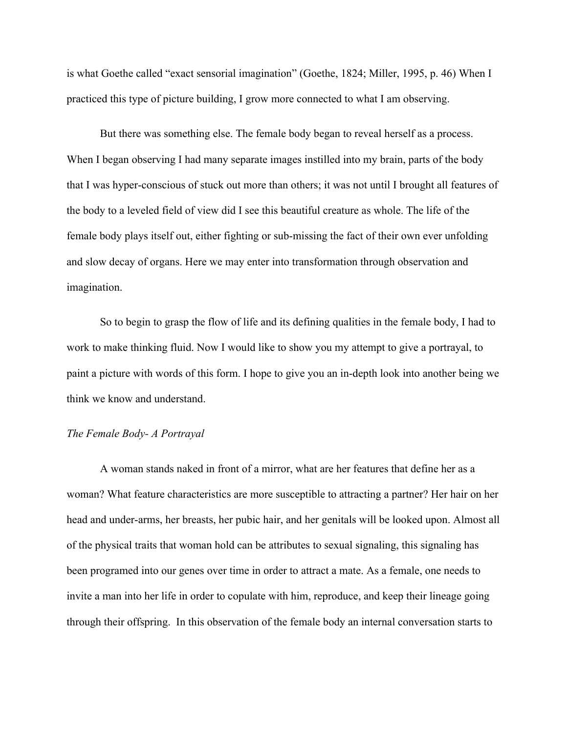is what Goethe called "exact sensorial imagination" (Goethe, 1824; Miller, 1995, p. 46) When I practiced this type of picture building, I grow more connected to what I am observing.

But there was something else. The female body began to reveal herself as a process. When I began observing I had many separate images instilled into my brain, parts of the body that I was hyper-conscious of stuck out more than others; it was not until I brought all features of the body to a leveled field of view did I see this beautiful creature as whole. The life of the female body plays itself out, either fighting or sub-missing the fact of their own ever unfolding and slow decay of organs. Here we may enter into transformation through observation and imagination.

So to begin to grasp the flow of life and its defining qualities in the female body, I had to work to make thinking fluid. Now I would like to show you my attempt to give a portrayal, to paint a picture with words of this form. I hope to give you an in-depth look into another being we think we know and understand.

*The Female Body- A Portrayal*

A woman stands naked in front of a mirror, what are her features that define her as a woman? What feature characteristics are more susceptible to attracting a partner? Her hair on her head and under-arms, her breasts, her pubic hair, and her genitals will be looked upon. Almost all of the physical traits that woman hold can be attributes to sexual signaling, this signaling has been programed into our genes over time in order to attract a mate. As a female, one needs to invite a man into her life in order to copulate with him, reproduce, and keep their lineage going through their offspring. In this observation of the female body an internal conversation starts to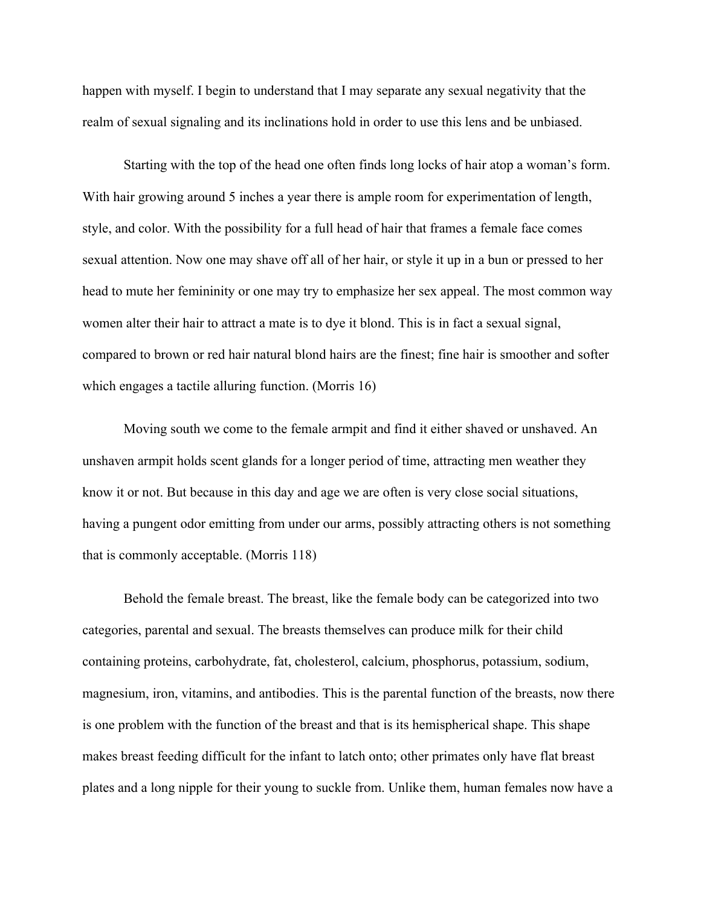happen with myself. I begin to understand that I may separate any sexual negativity that the realm of sexual signaling and its inclinations hold in order to use this lens and be unbiased.

Starting with the top of the head one often finds long locks of hair atop a woman's form. With hair growing around 5 inches a year there is ample room for experimentation of length, style, and color. With the possibility for a full head of hair that frames a female face comes sexual attention. Now one may shave off all of her hair, or style it up in a bun or pressed to her head to mute her femininity or one may try to emphasize her sex appeal. The most common way women alter their hair to attract a mate is to dye it blond. This is in fact a sexual signal, compared to brown or red hair natural blond hairs are the finest; fine hair is smoother and softer which engages a tactile alluring function. (Morris 16)

Moving south we come to the female armpit and find it either shaved or unshaved. An unshaven armpit holds scent glands for a longer period of time, attracting men weather they know it or not. But because in this day and age we are often is very close social situations, having a pungent odor emitting from under our arms, possibly attracting others is not something that is commonly acceptable. (Morris 118)

Behold the female breast. The breast, like the female body can be categorized into two categories, parental and sexual. The breasts themselves can produce milk for their child containing proteins, carbohydrate, fat, cholesterol, calcium, phosphorus, potassium, sodium, magnesium, iron, vitamins, and antibodies. This is the parental function of the breasts, now there is one problem with the function of the breast and that is its hemispherical shape. This shape makes breast feeding difficult for the infant to latch onto; other primates only have flat breast plates and a long nipple for their young to suckle from. Unlike them, human females now have a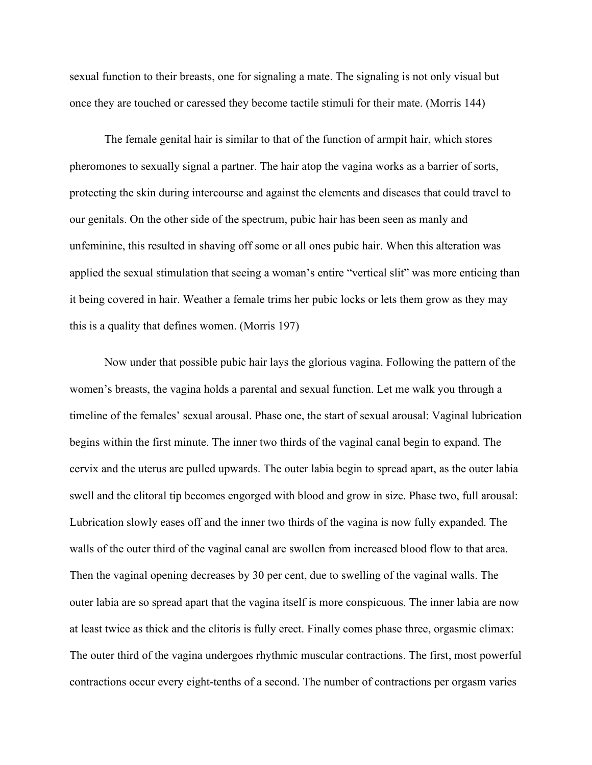sexual function to their breasts, one for signaling a mate. The signaling is not only visual but once they are touched or caressed they become tactile stimuli for their mate. (Morris 144)

The female genital hair is similar to that of the function of armpit hair, which stores pheromones to sexually signal a partner. The hair atop the vagina works as a barrier of sorts, protecting the skin during intercourse and against the elements and diseases that could travel to our genitals. On the other side of the spectrum, pubic hair has been seen as manly and unfeminine, this resulted in shaving off some or all ones pubic hair. When this alteration was applied the sexual stimulation that seeing a woman's entire "vertical slit" was more enticing than it being covered in hair. Weather a female trims her pubic locks or lets them grow as they may this is a quality that defines women. (Morris 197)

Now under that possible pubic hair lays the glorious vagina. Following the pattern of the women's breasts, the vagina holds a parental and sexual function. Let me walk you through a timeline of the females' sexual arousal. Phase one, the start of sexual arousal: Vaginal lubrication begins within the first minute. The inner two thirds of the vaginal canal begin to expand. The cervix and the uterus are pulled upwards. The outer labia begin to spread apart, as the outer labia swell and the clitoral tip becomes engorged with blood and grow in size. Phase two, full arousal: Lubrication slowly eases off and the inner two thirds of the vagina is now fully expanded. The walls of the outer third of the vaginal canal are swollen from increased blood flow to that area. Then the vaginal opening decreases by 30 per cent, due to swelling of the vaginal walls. The outer labia are so spread apart that the vagina itself is more conspicuous. The inner labia are now at least twice as thick and the clitoris is fully erect. Finally comes phase three, orgasmic climax: The outer third of the vagina undergoes rhythmic muscular contractions. The first, most powerful contractions occur every eight-tenths of a second. The number of contractions per orgasm varies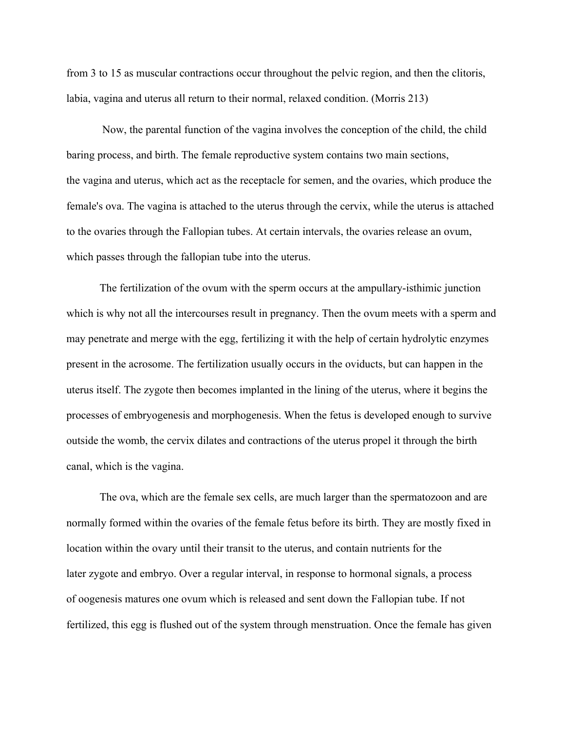from 3 to 15 as muscular contractions occur throughout the pelvic region, and then the clitoris, labia, vagina and uterus all return to their normal, relaxed condition. (Morris 213)

Now, the parental function of the vagina involves the conception of the child, the child baring process, and birth. The female reproductive system contains two main sections, the vagina and uterus, which act as the receptacle for semen, and the ovaries, which produce the female's ova. The vagina is attached to the uterus through the cervix, while the uterus is attached to the ovaries through the Fallopian tubes. At certain intervals, the ovaries release an ovum, which passes through the fallopian tube into the uterus.

The fertilization of the ovum with the sperm occurs at the ampullary-isthimic junction which is why not all the intercourses result in pregnancy. Then the ovum meets with a sperm and may penetrate and merge with the egg, fertilizing it with the help of certain hydrolytic enzymes present in the acrosome. The fertilization usually occurs in the oviducts, but can happen in the uterus itself. The zygote then becomes implanted in the lining of the uterus, where it begins the processes of embryogenesis and morphogenesis. When the fetus is developed enough to survive outside the womb, the cervix dilates and contractions of the uterus propel it through the birth canal, which is the vagina.

The ova, which are the female sex cells, are much larger than the spermatozoon and are normally formed within the ovaries of the female fetus before its birth. They are mostly fixed in location within the ovary until their transit to the uterus, and contain nutrients for the later zygote and embryo. Over a regular interval, in response to hormonal signals, a process of oogenesis matures one ovum which is released and sent down the Fallopian tube. If not fertilized, this egg is flushed out of the system through menstruation. Once the female has given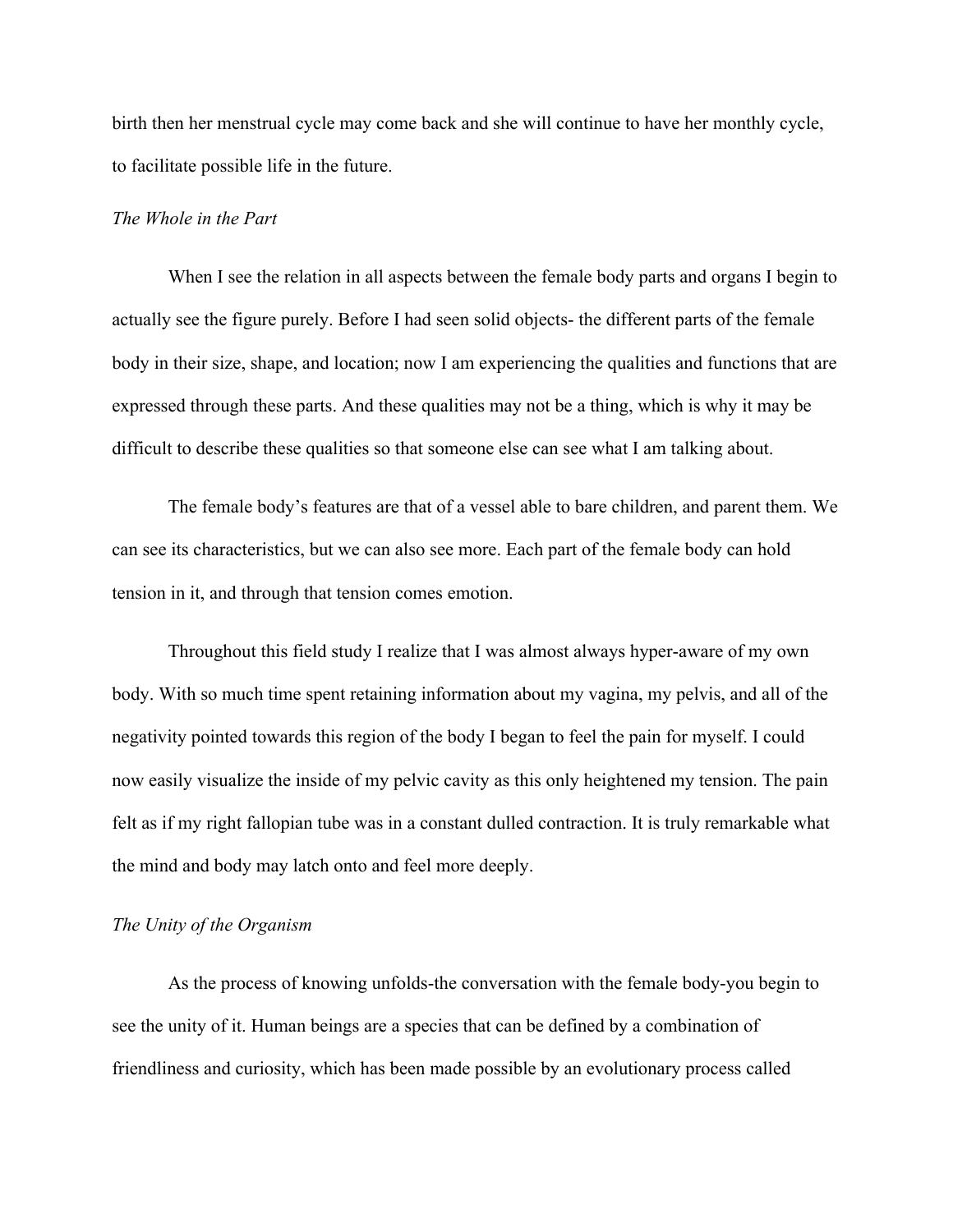birth then her menstrual cycle may come back and she will continue to have her monthly cycle, to facilitate possible life in the future.

*The Whole in the Part*

When I see the relation in all aspects between the female body parts and organs I begin to actually see the figure purely. Before I had seen solid objects- the different parts of the female body in their size, shape, and location; now I am experiencing the qualities and functions that are expressed through these parts. And these qualities may not be a thing, which is why it may be difficult to describe these qualities so that someone else can see what I am talking about.

The female body's features are that of a vessel able to bare children, and parent them. We can see its characteristics, but we can also see more. Each part of the female body can hold tension in it, and through that tension comes emotion.

Throughout this field study I realize that I was almost always hyper-aware of my own body. With so much time spent retaining information about my vagina, my pelvis, and all of the negativity pointed towards this region of the body I began to feel the pain for myself. I could now easily visualize the inside of my pelvic cavity as this only heightened my tension. The pain felt as if my right fallopian tube was in a constant dulled contraction. It is truly remarkable what the mind and body may latch onto and feel more deeply.

*The Unity of the Organism*

As the process of knowing unfolds-the conversation with the female body-you begin to see the unity of it. Human beings are a species that can be defined by a combination of friendliness and curiosity, which has been made possible by an evolutionary process called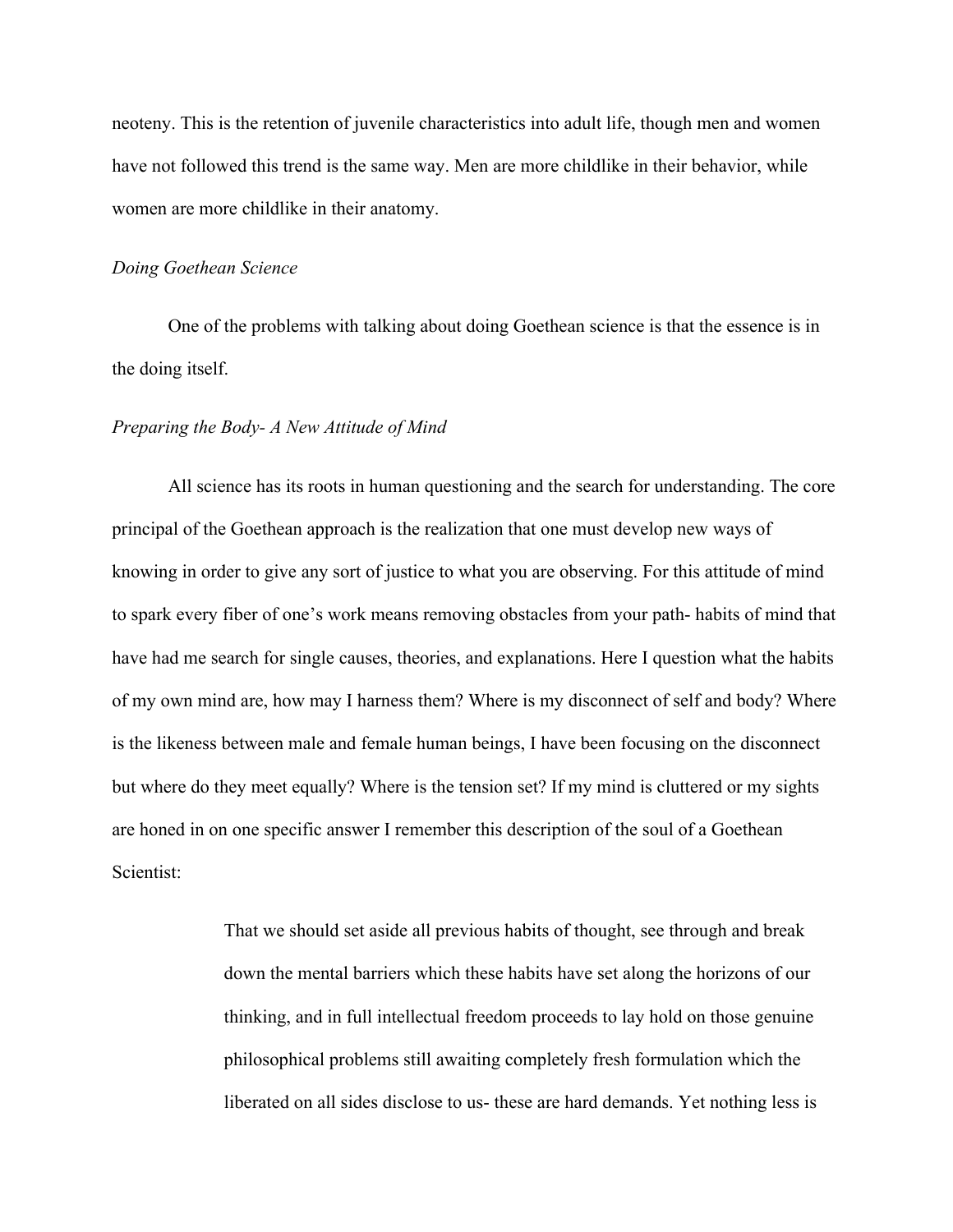neoteny. This is the retention of juvenile characteristics into adult life, though men and women have not followed this trend is the same way. Men are more childlike in their behavior, while women are more childlike in their anatomy.

*Doing Goethean Science*

One of the problems with talking about doing Goethean science is that the essence is in the doing itself.

*Preparing the Body- A New Attitude of Mind*

All science has its roots in human questioning and the search for understanding. The core principal of the Goethean approach is the realization that one must develop new ways of knowing in order to give any sort of justice to what you are observing. For this attitude of mind to spark every fiber of one's work means removing obstacles from your path- habits of mind that have had me search for single causes, theories, and explanations. Here I question what the habits of my own mind are, how may I harness them? Where is my disconnect of self and body? Where is the likeness between male and female human beings, I have been focusing on the disconnect but where do they meet equally? Where is the tension set? If my mind is cluttered or my sights are honed in on one specific answer I remember this description of the soul of a Goethean Scientist:

> That we should set aside all previous habits of thought, see through and break down the mental barriers which these habits have set along the horizons of our thinking, and in full intellectual freedom proceeds to lay hold on those genuine philosophical problems still awaiting completely fresh formulation which the liberated on all sides disclose to us- these are hard demands. Yet nothing less is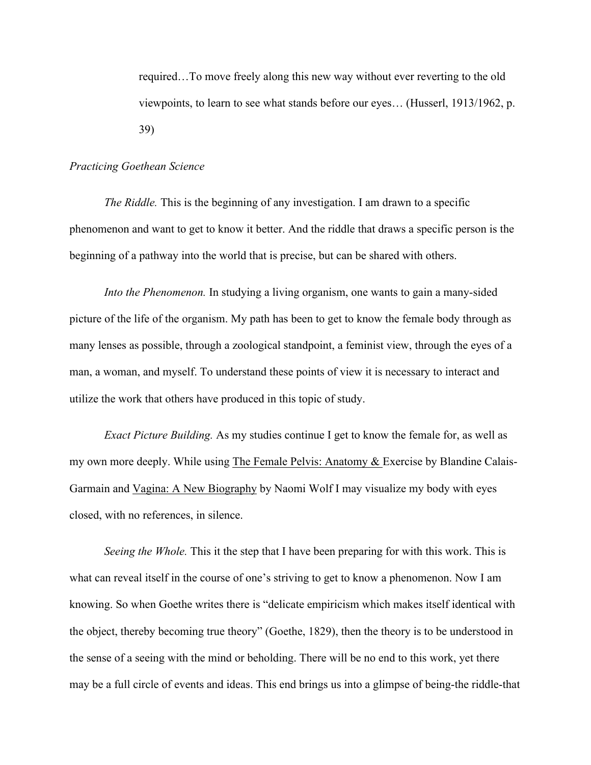required…To move freely along this new way without ever reverting to the old viewpoints, to learn to see what stands before our eyes… (Husserl, 1913/1962, p. 39)

*Practicing Goethean Science*

*The Riddle.* This is the beginning of any investigation. I am drawn to a specific phenomenon and want to get to know it better. And the riddle that draws a specific person is the beginning of a pathway into the world that is precise, but can be shared with others.

*Into the Phenomenon.* In studying a living organism, one wants to gain a many-sided picture of the life of the organism. My path has been to get to know the female body through as many lenses as possible, through a zoological standpoint, a feminist view, through the eyes of a man, a woman, and myself. To understand these points of view it is necessary to interact and utilize the work that others have produced in this topic of study.

*Exact Picture Building.* As my studies continue I get to know the female for, as well as my own more deeply. While using <u>The Female Pelvis: Anatomy & </u>Exercise by Blandine Calais-Garmain and <u>Vagina: A New Biography</u> by Naomi Wolf I may visualize my body with eyes closed, with no references, in silence.

*Seeing the Whole.* This it the step that I have been preparing for with this work. This is what can reveal itself in the course of one's striving to get to know a phenomenon. Now I am knowing. So when Goethe writes there is "delicate empiricism which makes itself identical with the object, thereby becoming true theory" (Goethe, 1829), then the theory is to be understood in the sense of a seeing with the mind or beholding. There will be no end to this work, yet there may be a full circle of events and ideas. This end brings us into a glimpse of being-the riddle-that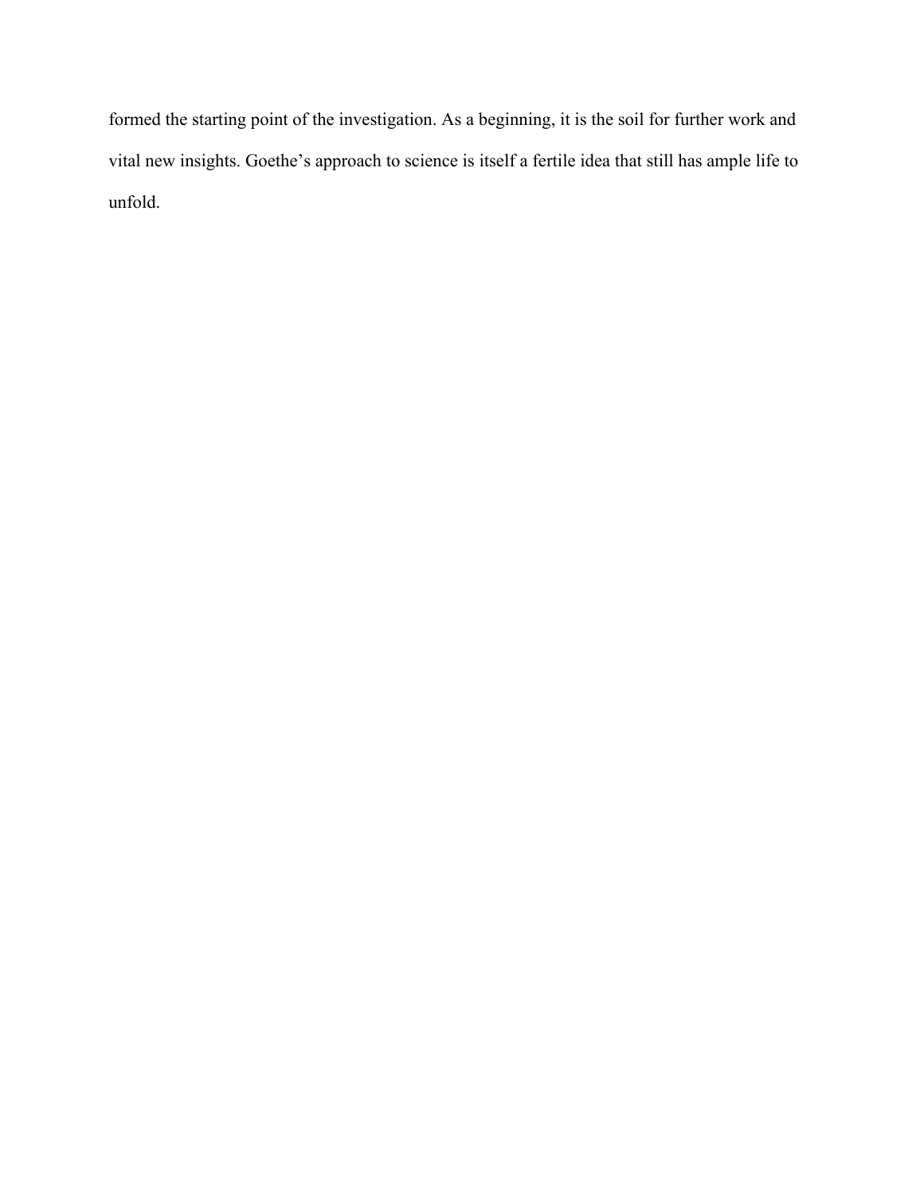formed the starting point of the investigation. As a beginning, it is the soil for further work and vital new insights. Goethe’s approach to science is itself a fertile idea that still has ample life to unfold.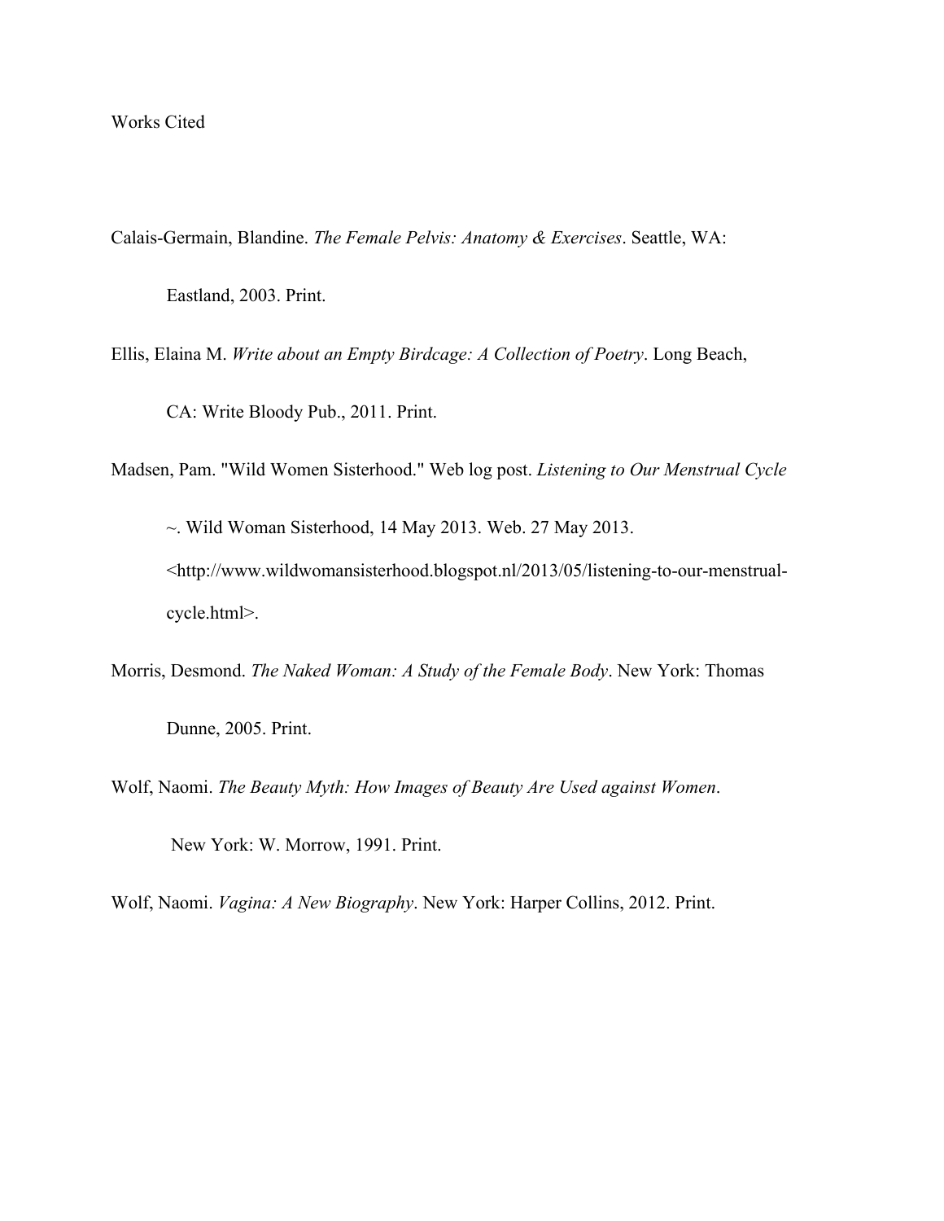Works Cited

Calais-Germain, Blandine. *The Female Pelvis: Anatomy & Exercises*. Seattle, WA: Eastland, 2003. Print.

Ellis, Elaina M. *Write about an Empty Birdcage: A Collection of Poetry*. Long Beach, CA: Write Bloody Pub., 2011. Print.

Madsen, Pam. "Wild Women Sisterhood." Web log post. *Listening to Our Menstrual Cycle ~*. Wild Woman Sisterhood, 14 May 2013. Web. 27 May 2013. <http://www.wildwomansisterhood.blogspot.nl/2013/05/listening-to-our-menstrual-cycle.html>.

Morris, Desmond. *The Naked Woman: A Study of the Female Body*. New York: Thomas Dunne, 2005. Print.

Wolf, Naomi. *The Beauty Myth: How Images of Beauty Are Used against Women*. New York: W. Morrow, 1991. Print.

Wolf, Naomi. *Vagina: A New Biography*. New York: Harper Collins, 2012. Print.